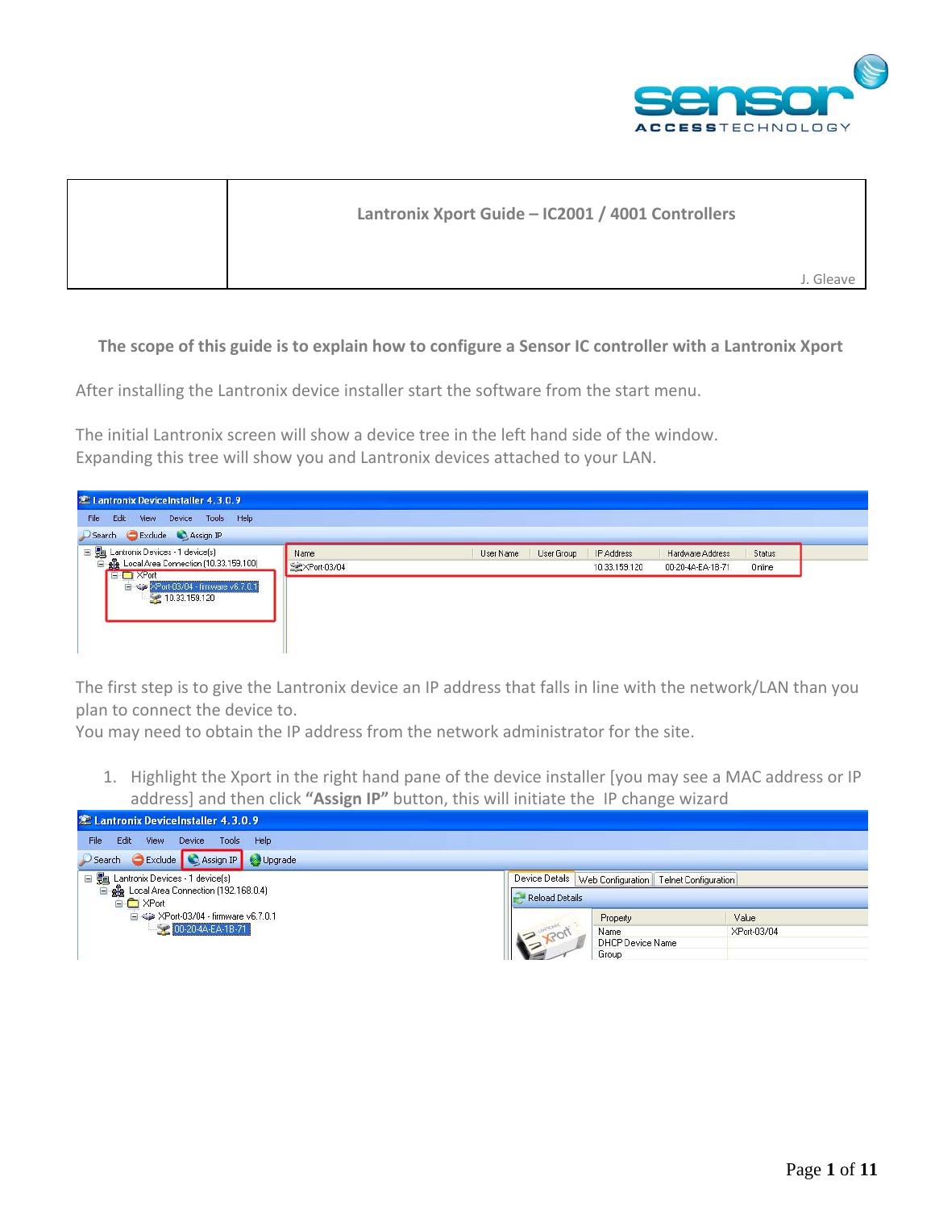| | Lantronix Xport Guide – IC2001 / 4001 Controllers<br><br>J. Gleave |
|---|---|

**The scope of this guide is to explain how to configure a Sensor IC controller with a Lantronix Xport**

After installing the Lantronix device installer start the software from the start menu.

The initial Lantronix screen will show a device tree in the left hand side of the window.
Expanding this tree will show you and Lantronix devices attached to your LAN.

The first step is to give the Lantronix device an IP address that falls in line with the network/LAN than you plan to connect the device to.
You may need to obtain the IP address from the network administrator for the site.

1. Highlight the Xport in the right hand pane of the device installer [you may see a MAC address or IP address] and then click **"Assign IP"** button, this will initiate the IP change wizard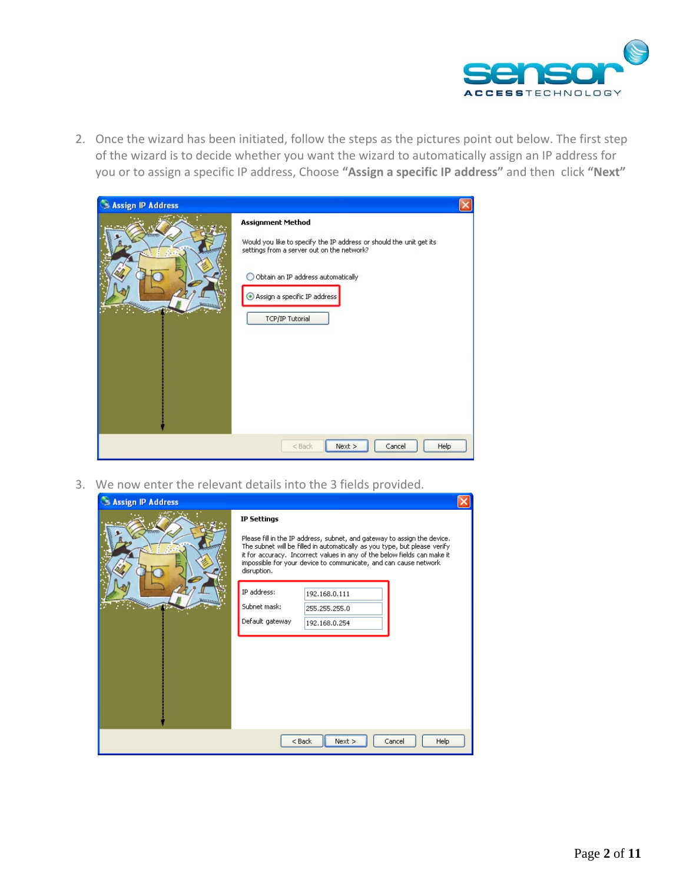2. Once the wizard has been initiated, follow the steps as the pictures point out below. The first step of the wizard is to decide whether you want the wizard to automatically assign an IP address for you or to assign a specific IP address, Choose **"Assign a specific IP address"** and then click **"Next"**

3. We now enter the relevant details into the 3 fields provided.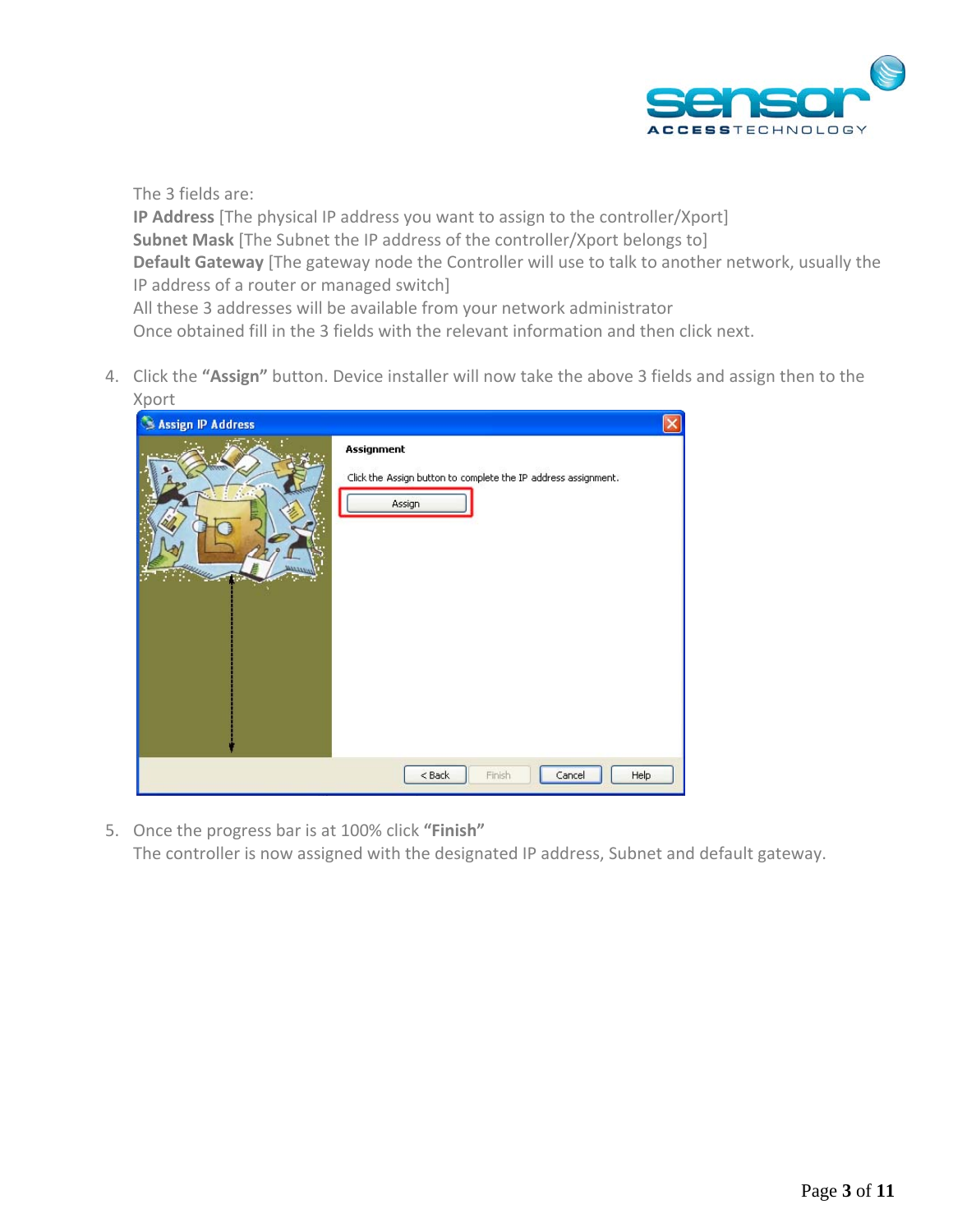The 3 fields are:
**IP Address** [The physical IP address you want to assign to the controller/Xport]
**Subnet Mask** [The Subnet the IP address of the controller/Xport belongs to]
**Default Gateway** [The gateway node the Controller will use to talk to another network, usually the IP address of a router or managed switch]
All these 3 addresses will be available from your network administrator
Once obtained fill in the 3 fields with the relevant information and then click next.

4. Click the **"Assign"** button. Device installer will now take the above 3 fields and assign then to the Xport

5. Once the progress bar is at 100% click **"Finish"**
   The controller is now assigned with the designated IP address, Subnet and default gateway.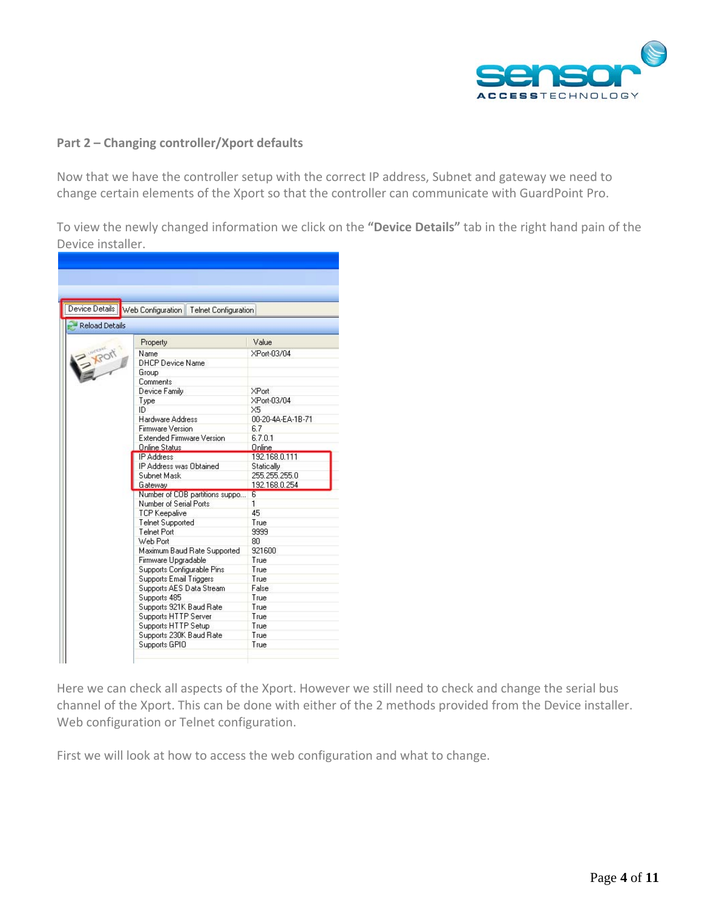**Part 2 – Changing controller/Xport defaults**

Now that we have the controller setup with the correct IP address, Subnet and gateway we need to change certain elements of the Xport so that the controller can communicate with GuardPoint Pro.

To view the newly changed information we click on the **"Device Details"** tab in the right hand pain of the Device installer.

Device Details | Web Configuration | Telnet Configuration

Reload Details

| Property | Value |
|---|---|
| Name | XPort-03/04 |
| DHCP Device Name | |
| Group | |
| Comments | |
| Device Family | XPort |
| Type | XPort-03/04 |
| ID | X5 |
| Hardware Address | 00-20-4A-EA-1B-71 |
| Firmware Version | 6.7 |
| Extended Firmware Version | 6.7.0.1 |
| Online Status | Online |
| IP Address | 192.168.0.111 |
| IP Address was Obtained | Statically |
| Subnet Mask | 255.255.255.0 |
| Gateway | 192.168.0.254 |
| Number of COB partitions suppo... | 6 |
| Number of Serial Ports | 1 |
| TCP Keepalive | 45 |
| Telnet Supported | True |
| Telnet Port | 9999 |
| Web Port | 80 |
| Maximum Baud Rate Supported | 921600 |
| Firmware Upgradable | True |
| Supports Configurable Pins | True |
| Supports Email Triggers | True |
| Supports AES Data Stream | False |
| Supports 485 | True |
| Supports 921K Baud Rate | True |
| Supports HTTP Server | True |
| Supports HTTP Setup | True |
| Supports 230K Baud Rate | True |
| Supports GPIO | True |

Here we can check all aspects of the Xport. However we still need to check and change the serial bus channel of the Xport. This can be done with either of the 2 methods provided from the Device installer. Web configuration or Telnet configuration.

First we will look at how to access the web configuration and what to change.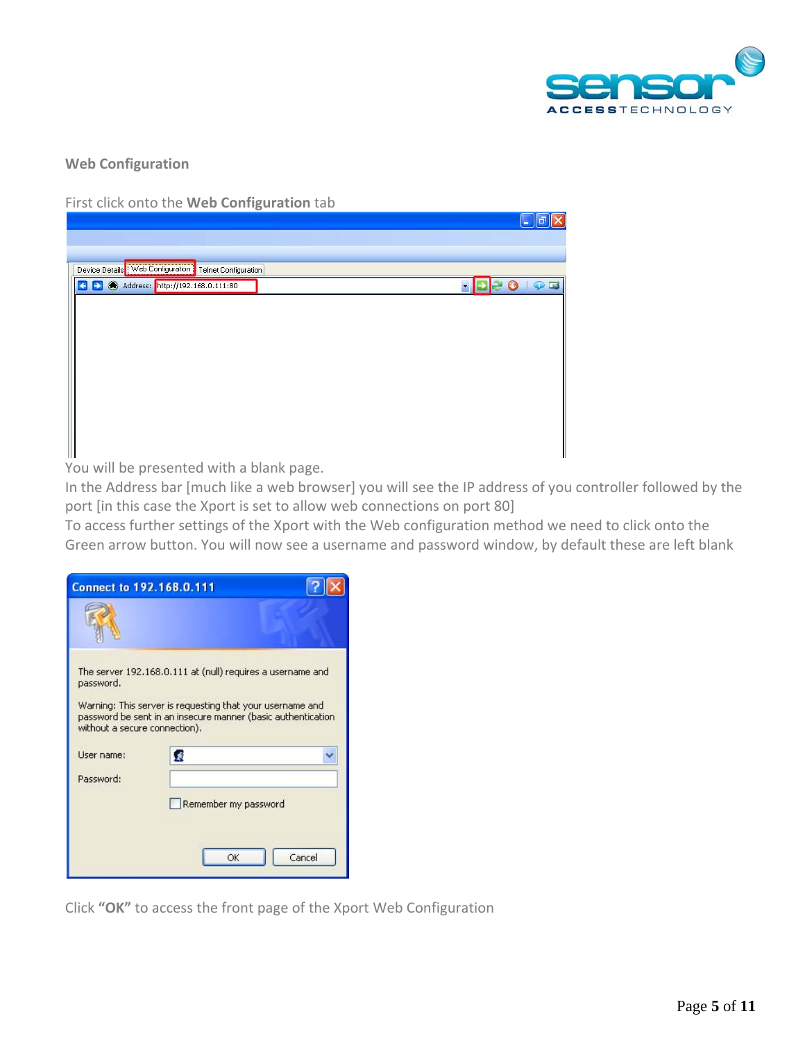## Web Configuration

First click onto the **Web Configuration** tab

You will be presented with a blank page.
In the Address bar [much like a web browser] you will see the IP address of you controller followed by the port [in this case the Xport is set to allow web connections on port 80]
To access further settings of the Xport with the Web configuration method we need to click onto the Green arrow button. You will now see a username and password window, by default these are left blank

Click **"OK"** to access the front page of the Xport Web Configuration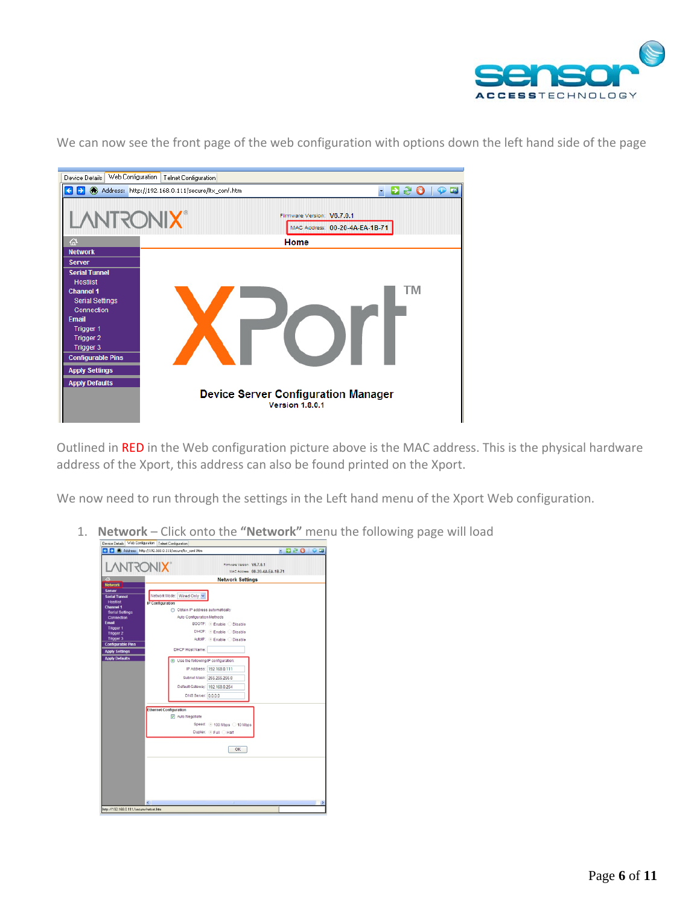We can now see the front page of the web configuration with options down the left hand side of the page

Outlined in RED in the Web configuration picture above is the MAC address. This is the physical hardware address of the Xport, this address can also be found printed on the Xport.

We now need to run through the settings in the Left hand menu of the Xport Web configuration.

1. **Network** – Click onto the **"Network"** menu the following page will load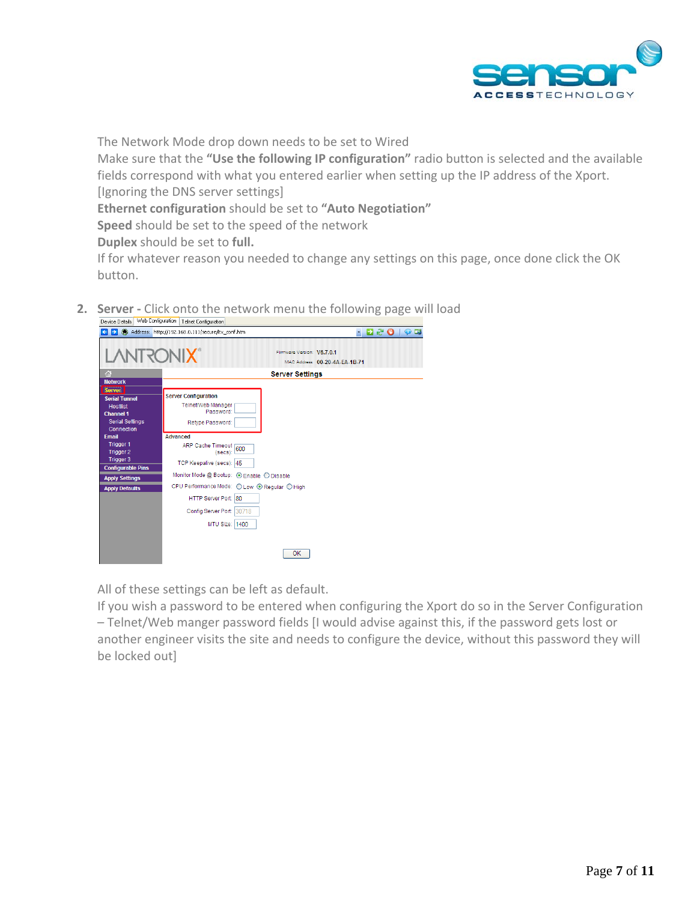The Network Mode drop down needs to be set to Wired
Make sure that the **"Use the following IP configuration"** radio button is selected and the available fields correspond with what you entered earlier when setting up the IP address of the Xport. [Ignoring the DNS server settings]
**Ethernet configuration** should be set to **"Auto Negotiation"**
**Speed** should be set to the speed of the network
**Duplex** should be set to **full.**
If for whatever reason you needed to change any settings on this page, once done click the OK button.

2. **Server -** Click onto the network menu the following page will load

All of these settings can be left as default.
If you wish a password to be entered when configuring the Xport do so in the Server Configuration – Telnet/Web manger password fields [I would advise against this, if the password gets lost or another engineer visits the site and needs to configure the device, without this password they will be locked out]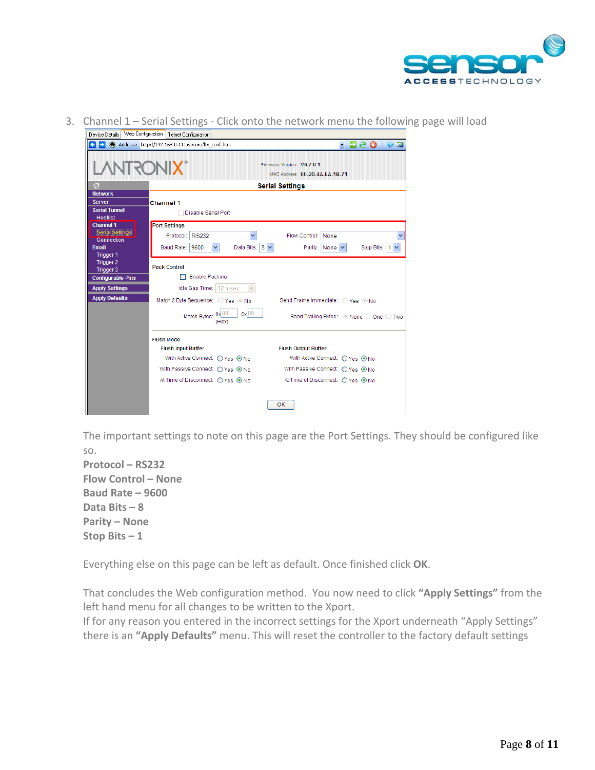3. Channel 1 – Serial Settings - Click onto the network menu the following page will load

The important settings to note on this page are the Port Settings. They should be configured like so.

**Protocol – RS232**
**Flow Control – None**
**Baud Rate – 9600**
**Data Bits – 8**
**Parity – None**
**Stop Bits – 1**

Everything else on this page can be left as default. Once finished click **OK**.

That concludes the Web configuration method. You now need to click **"Apply Settings"** from the left hand menu for all changes to be written to the Xport.
If for any reason you entered in the incorrect settings for the Xport underneath "Apply Settings" there is an **"Apply Defaults"** menu. This will reset the controller to the factory default settings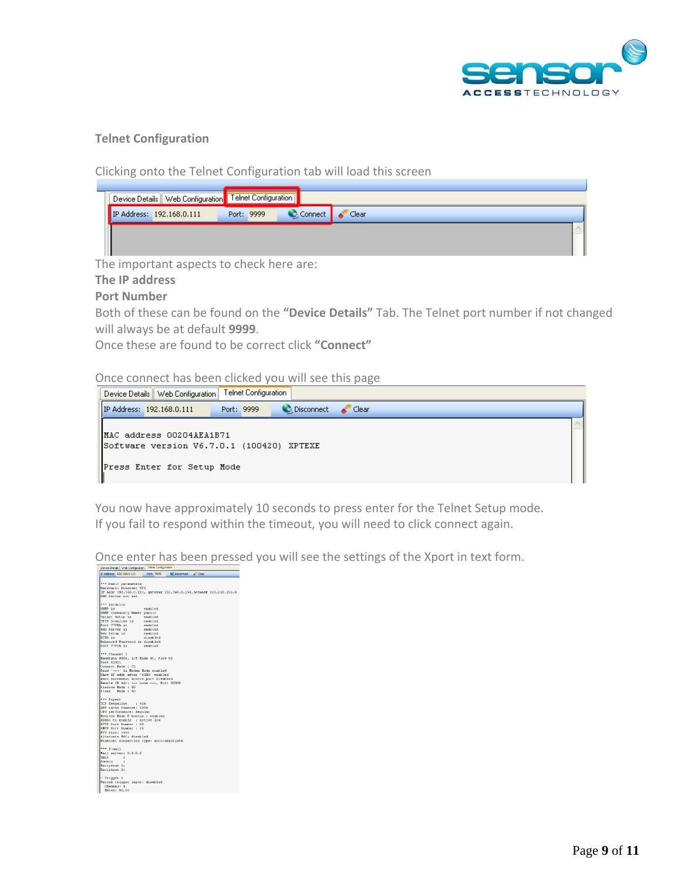## Telnet Configuration

Clicking onto the Telnet Configuration tab will load this screen

The important aspects to check here are:

**The IP address**

**Port Number**

Both of these can be found on the **"Device Details"** Tab. The Telnet port number if not changed will always be at default **9999**.

Once these are found to be correct click **"Connect"**

Once connect has been clicked you will see this page

You now have approximately 10 seconds to press enter for the Telnet Setup mode.

If you fail to respond within the timeout, you will need to click connect again.

Once enter has been pressed you will see the settings of the Xport in text form.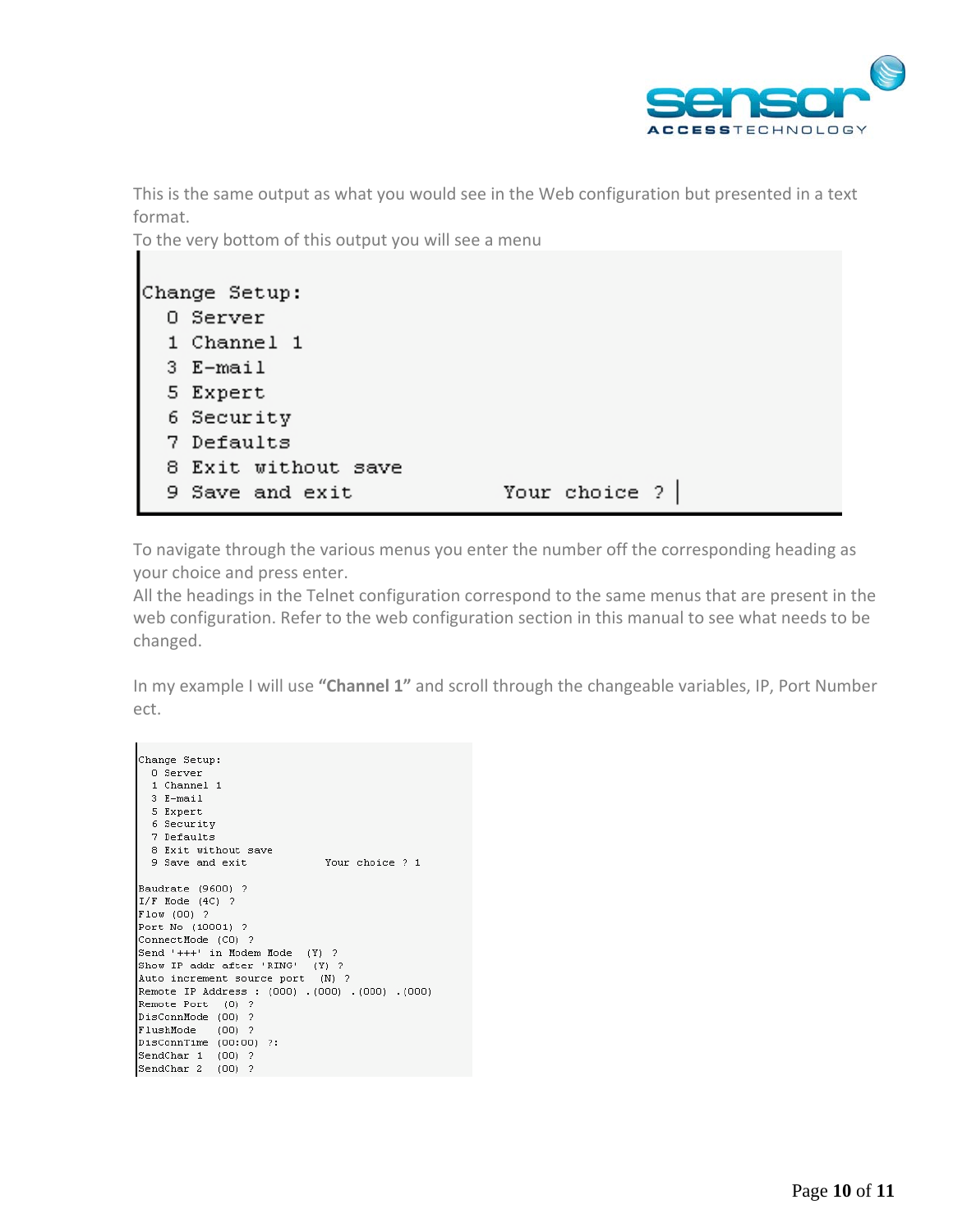This is the same output as what you would see in the Web configuration but presented in a text format.
To the very bottom of this output you will see a menu

```
Change Setup:
  0 Server
  1 Channel 1
  3 E-mail
  5 Expert
  6 Security
  7 Defaults
  8 Exit without save
  9 Save and exit            Your choice ?
```

To navigate through the various menus you enter the number off the corresponding heading as your choice and press enter.
All the headings in the Telnet configuration correspond to the same menus that are present in the web configuration. Refer to the web configuration section in this manual to see what needs to be changed.

In my example I will use **"Channel 1"** and scroll through the changeable variables, IP, Port Number ect.

```
Change Setup:
  0 Server
  1 Channel 1
  3 E-mail
  5 Expert
  6 Security
  7 Defaults
  8 Exit without save
  9 Save and exit            Your choice ? 1

Baudrate (9600) ?
I/F Mode (4C) ?
Flow (00) ?
Port No (10001) ?
ConnectMode (C0) ?
Send '+++' in Modem Mode  (Y) ?
Show IP addr after 'RING'  (Y) ?
Auto increment source port  (N) ?
Remote IP Address : (000) .(000) .(000) .(000)
Remote Port  (0) ?
DisConnMode (00) ?
FlushMode   (00) ?
DisConnTime (00:00) ?:
SendChar 1  (00) ?
SendChar 2  (00) ?
```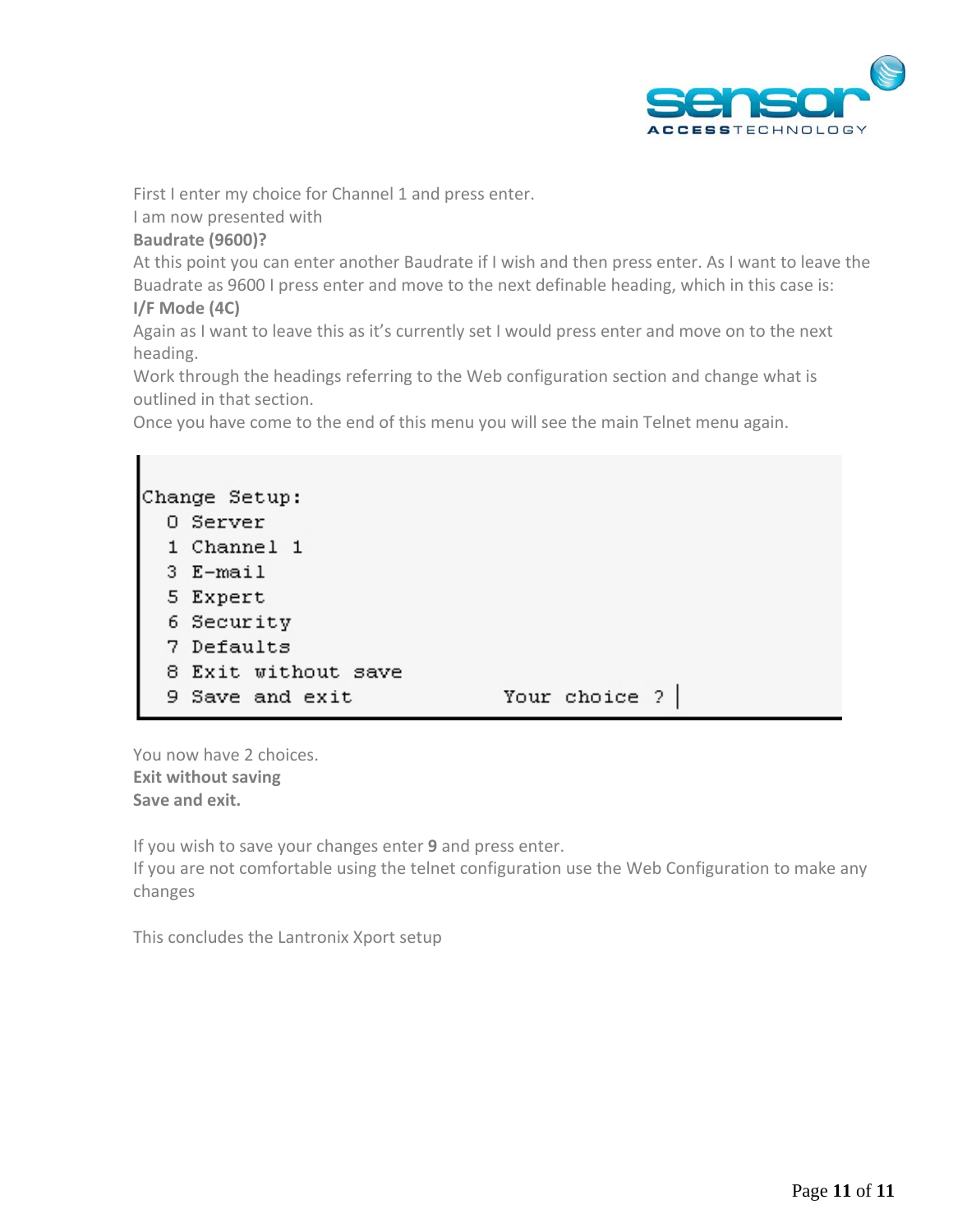First I enter my choice for Channel 1 and press enter.
I am now presented with
**Baudrate (9600)?**
At this point you can enter another Baudrate if I wish and then press enter. As I want to leave the Buadrate as 9600 I press enter and move to the next definable heading, which in this case is:
**I/F Mode (4C)**
Again as I want to leave this as it's currently set I would press enter and move on to the next heading.
Work through the headings referring to the Web configuration section and change what is outlined in that section.
Once you have come to the end of this menu you will see the main Telnet menu again.

```
Change Setup:
  0 Server
  1 Channel 1
  3 E-mail
  5 Expert
  6 Security
  7 Defaults
  8 Exit without save
  9 Save and exit                Your choice ?
```

You now have 2 choices.
**Exit without saving**
**Save and exit.**

If you wish to save your changes enter **9** and press enter.
If you are not comfortable using the telnet configuration use the Web Configuration to make any changes

This concludes the Lantronix Xport setup